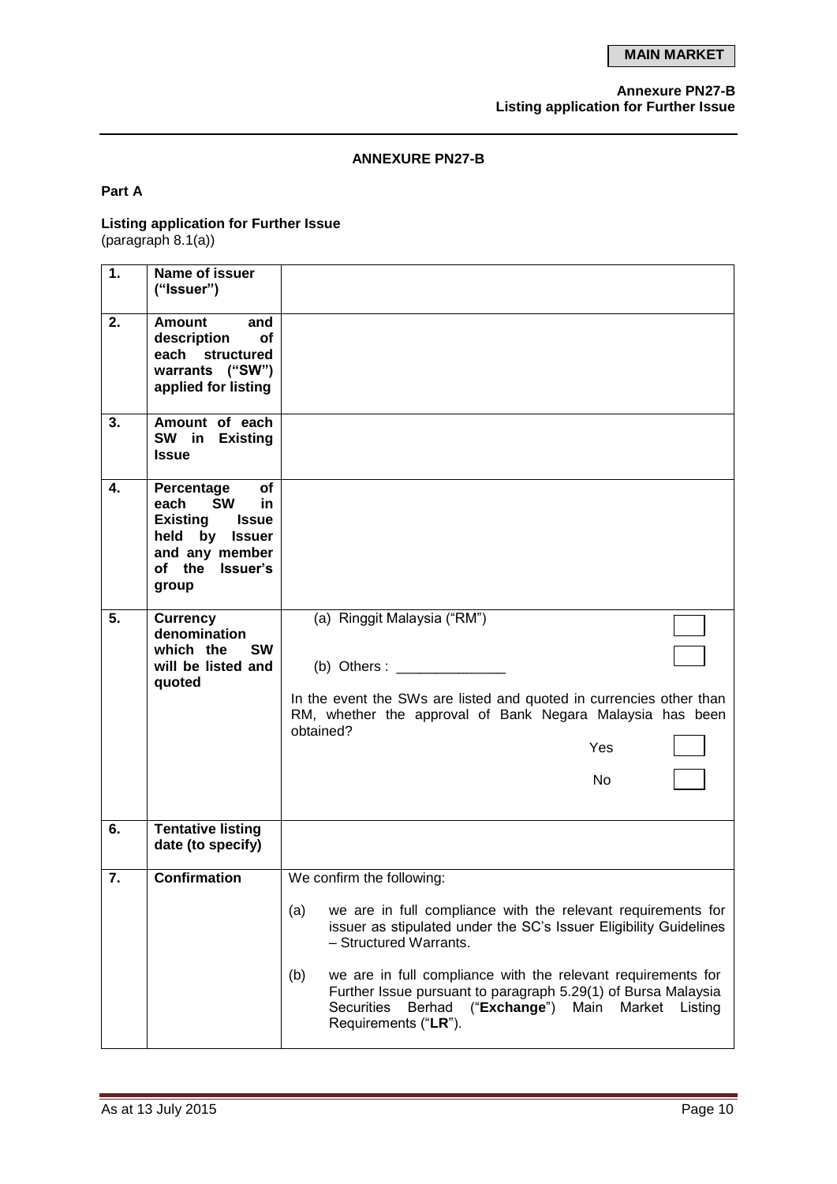**MAIN MARKET**

**Annexure PN27-B**
**Listing application for Further Issue**

## ANNEXURE PN27-B

**Part A**

**Listing application for Further Issue**
(paragraph 8.1(a))

| | | |
|---|---|---|
| **1.** | **Name of issuer ("Issuer")** | |
| **2.** | **Amount and description of each structured warrants ("SW") applied for listing** | |
| **3.** | **Amount of each SW in Existing Issue** | |
| **4.** | **Percentage of each SW in Existing Issue held by Issuer and any member of the Issuer's group** | |
| **5.** | **Currency denomination which the SW will be listed and quoted** | (a) Ringgit Malaysia ("RM") ☐<br><br>(b) Others : \_\_\_\_\_\_\_\_\_\_\_\_\_\_ ☐<br><br>In the event the SWs are listed and quoted in currencies other than RM, whether the approval of Bank Negara Malaysia has been obtained?<br><br>Yes ☐<br><br>No ☐ |
| **6.** | **Tentative listing date (to specify)** | |
| **7.** | **Confirmation** | We confirm the following:<br><br>(a) we are in full compliance with the relevant requirements for issuer as stipulated under the SC's Issuer Eligibility Guidelines – Structured Warrants.<br><br>(b) we are in full compliance with the relevant requirements for Further Issue pursuant to paragraph 5.29(1) of Bursa Malaysia Securities Berhad ("**Exchange**") Main Market Listing Requirements ("**LR**"). |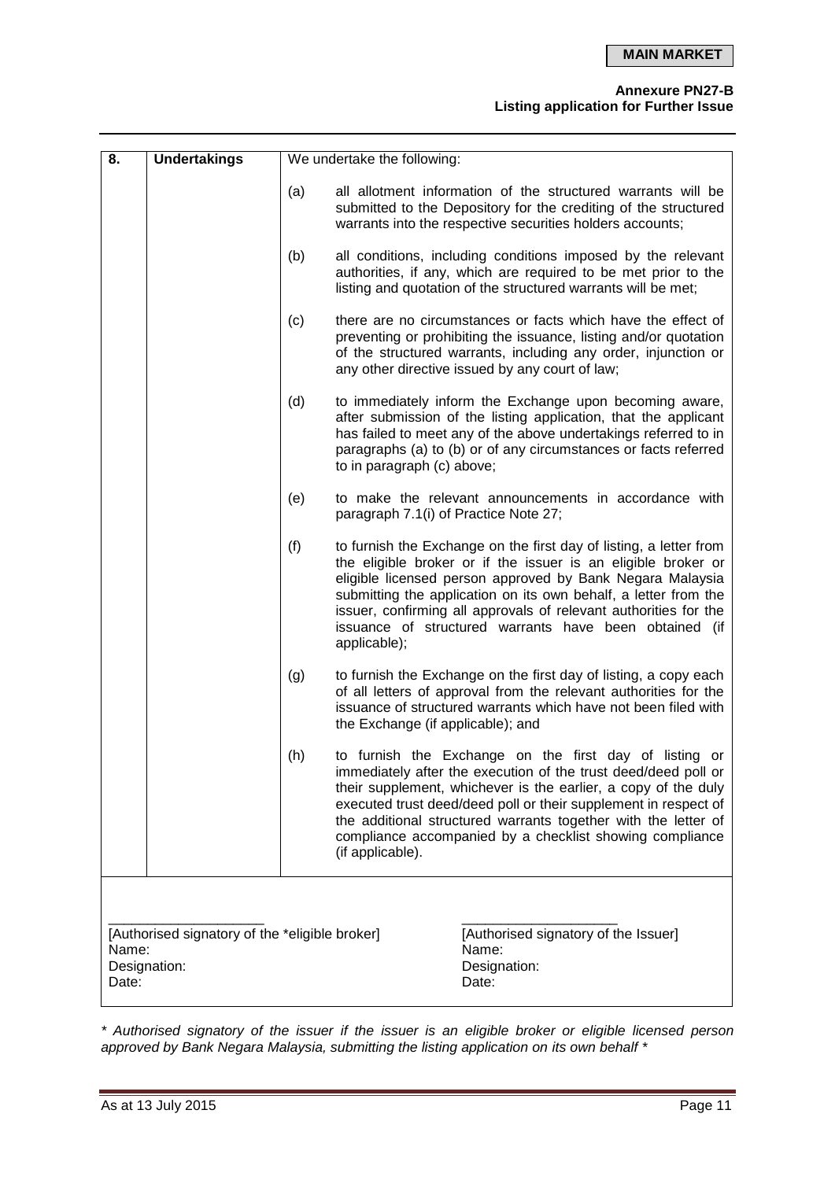| 8. | **Undertakings** | We undertake the following: |
|---|---|---|
| | | (a) all allotment information of the structured warrants will be submitted to the Depository for the crediting of the structured warrants into the respective securities holders accounts; |
| | | (b) all conditions, including conditions imposed by the relevant authorities, if any, which are required to be met prior to the listing and quotation of the structured warrants will be met; |
| | | (c) there are no circumstances or facts which have the effect of preventing or prohibiting the issuance, listing and/or quotation of the structured warrants, including any order, injunction or any other directive issued by any court of law; |
| | | (d) to immediately inform the Exchange upon becoming aware, after submission of the listing application, that the applicant has failed to meet any of the above undertakings referred to in paragraphs (a) to (b) or of any circumstances or facts referred to in paragraph (c) above; |
| | | (e) to make the relevant announcements in accordance with paragraph 7.1(i) of Practice Note 27; |
| | | (f) to furnish the Exchange on the first day of listing, a letter from the eligible broker or if the issuer is an eligible broker or eligible licensed person approved by Bank Negara Malaysia submitting the application on its own behalf, a letter from the issuer, confirming all approvals of relevant authorities for the issuance of structured warrants have been obtained (if applicable); |
| | | (g) to furnish the Exchange on the first day of listing, a copy each of all letters of approval from the relevant authorities for the issuance of structured warrants which have not been filed with the Exchange (if applicable); and |
| | | (h) to furnish the Exchange on the first day of listing or immediately after the execution of the trust deed/deed poll or their supplement, whichever is the earlier, a copy of the duly executed trust deed/deed poll or their supplement in respect of the additional structured warrants together with the letter of compliance accompanied by a checklist showing compliance (if applicable). |

| ____________________ | ____________________ |
|---|---|
| [Authorised signatory of the *eligible broker] | [Authorised signatory of the Issuer] |
| Name: | Name: |
| Designation: | Designation: |
| Date: | Date: |

*\* Authorised signatory of the issuer if the issuer is an eligible broker or eligible licensed person approved by Bank Negara Malaysia, submitting the listing application on its own behalf \**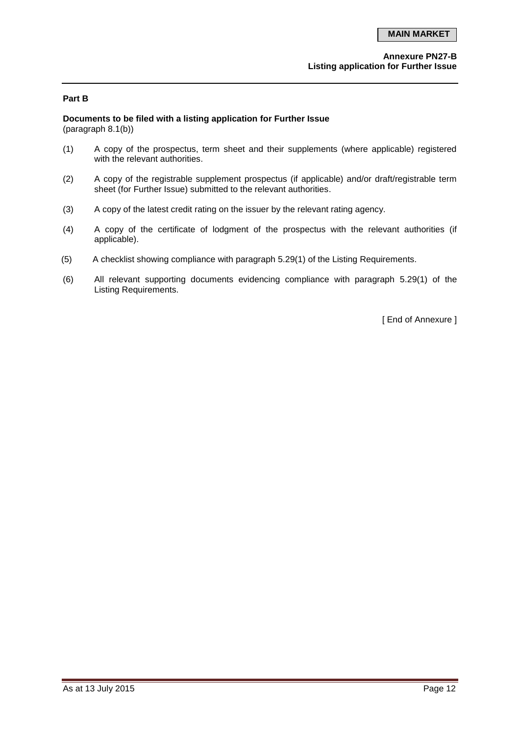**Annexure PN27-B**
**Listing application for Further Issue**

---

**Part B**

**Documents to be filed with a listing application for Further Issue**
(paragraph 8.1(b))

(1) A copy of the prospectus, term sheet and their supplements (where applicable) registered with the relevant authorities.

(2) A copy of the registrable supplement prospectus (if applicable) and/or draft/registrable term sheet (for Further Issue) submitted to the relevant authorities.

(3) A copy of the latest credit rating on the issuer by the relevant rating agency.

(4) A copy of the certificate of lodgment of the prospectus with the relevant authorities (if applicable).

(5) A checklist showing compliance with paragraph 5.29(1) of the Listing Requirements.

(6) All relevant supporting documents evidencing compliance with paragraph 5.29(1) of the Listing Requirements.

[ End of Annexure ]